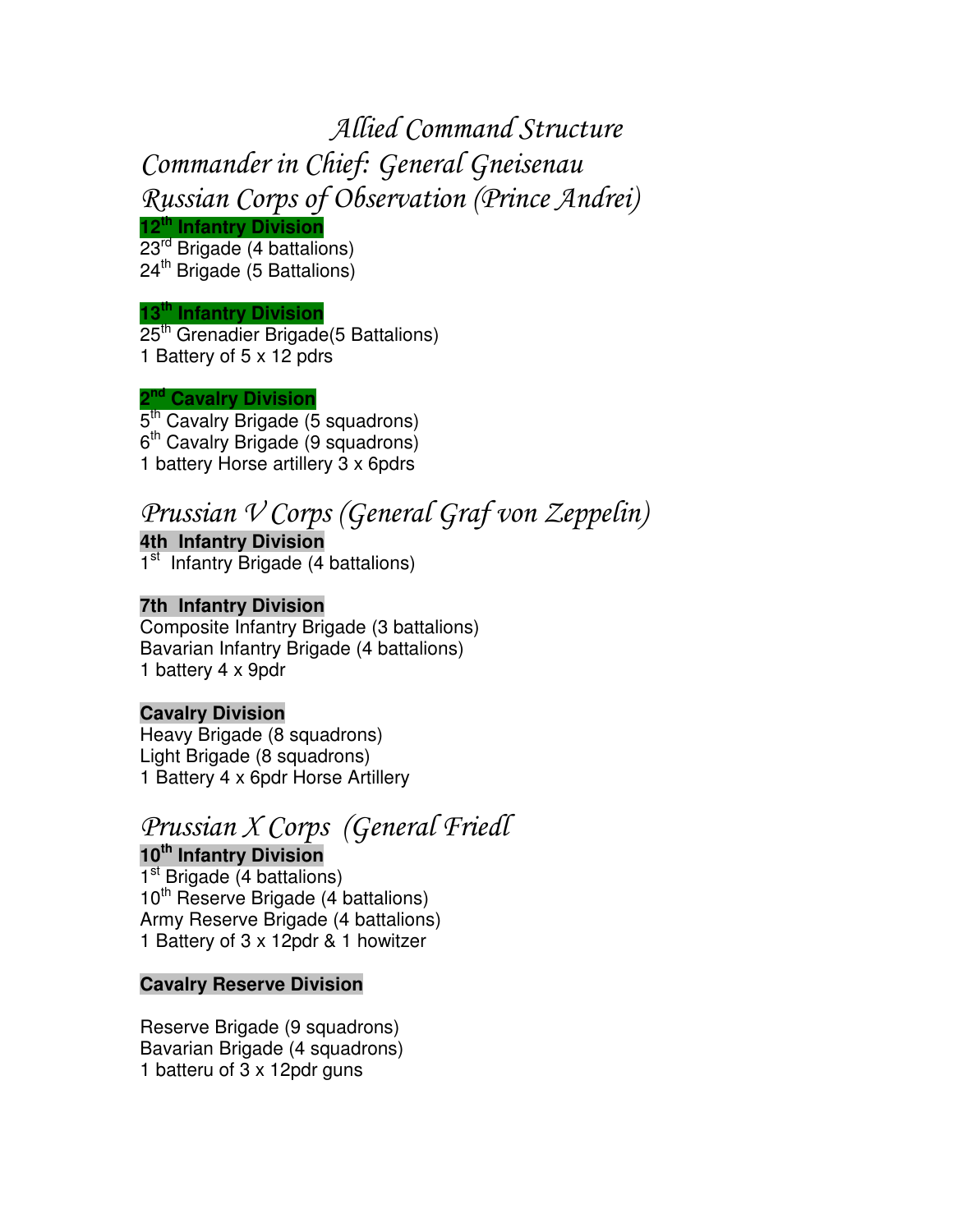# *Allied Command Structure*

## *Commander in Chief: General Gneisenau*

## *Russian Corps of Observation (Prince Andrei)*

**12th Infantry Division**
23rd Brigade (4 battalions)
24th Brigade (5 Battalions)

**13th Infantry Division**
25th Grenadier Brigade(5 Battalions)
1 Battery of 5 x 12 pdrs

**2nd Cavalry Division**
5th Cavalry Brigade (5 squadrons)
6th Cavalry Brigade (9 squadrons)
1 battery Horse artillery 3 x 6pdrs

## *Prussian V Corps (General Graf von Zeppelin)*

**4th Infantry Division**
1st Infantry Brigade (4 battalions)

**7th Infantry Division**
Composite Infantry Brigade (3 battalions)
Bavarian Infantry Brigade (4 battalions)
1 battery 4 x 9pdr

**Cavalry Division**
Heavy Brigade (8 squadrons)
Light Brigade (8 squadrons)
1 Battery 4 x 6pdr Horse Artillery

## *Prussian X Corps (General Friedl*

**10th Infantry Division**
1st Brigade (4 battalions)
10th Reserve Brigade (4 battalions)
Army Reserve Brigade (4 battalions)
1 Battery of 3 x 12pdr & 1 howitzer

**Cavalry Reserve Division**

Reserve Brigade (9 squadrons)
Bavarian Brigade (4 squadrons)
1 batteru of 3 x 12pdr guns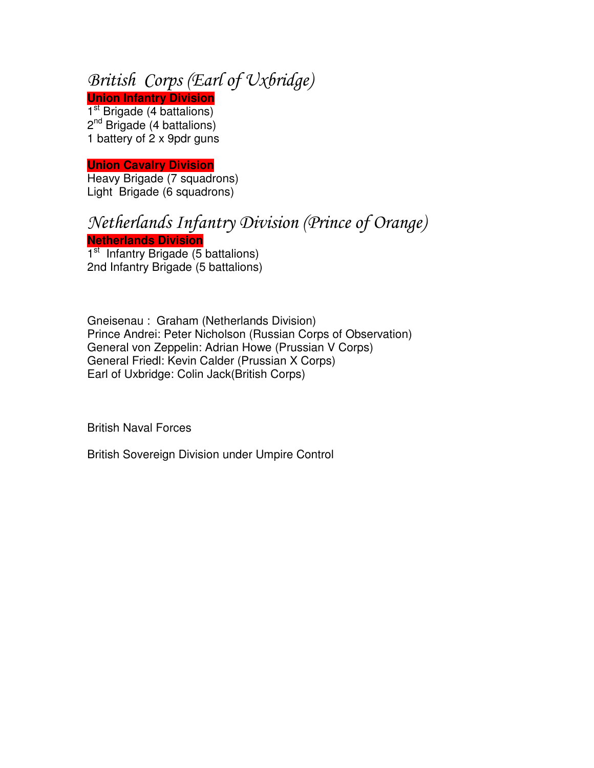## *British Corps (Earl of Uxbridge)*

**Union Infantry Division**

1st Brigade (4 battalions)
2nd Brigade (4 battalions)
1 battery of 2 x 9pdr guns

**Union Cavalry Division**

Heavy Brigade (7 squadrons)
Light Brigade (6 squadrons)

## *Netherlands Infantry Division (Prince of Orange)*

**Netherlands Division**

1st Infantry Brigade (5 battalions)
2nd Infantry Brigade (5 battalions)

Gneisenau : Graham (Netherlands Division)
Prince Andrei: Peter Nicholson (Russian Corps of Observation)
General von Zeppelin: Adrian Howe (Prussian V Corps)
General Friedl: Kevin Calder (Prussian X Corps)
Earl of Uxbridge: Colin Jack(British Corps)

British Naval Forces

British Sovereign Division under Umpire Control